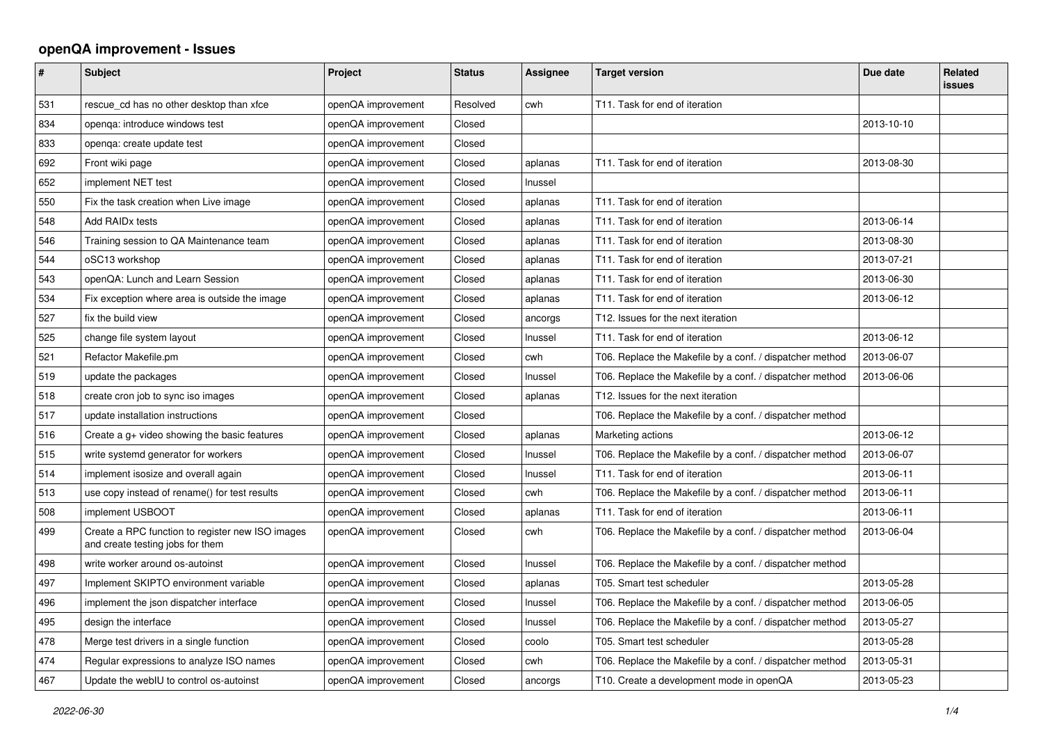# openQA improvement - Issues

| # | Subject | Project | Status | Assignee | Target version | Due date | Related issues |
|---|---|---|---|---|---|---|---|
| 531 | rescue_cd has no other desktop than xfce | openQA improvement | Resolved | cwh | T11. Task for end of iteration | | |
| 834 | openqa: introduce windows test | openQA improvement | Closed | | | 2013-10-10 | |
| 833 | openqa: create update test | openQA improvement | Closed | | | | |
| 692 | Front wiki page | openQA improvement | Closed | aplanas | T11. Task for end of iteration | 2013-08-30 | |
| 652 | implement NET test | openQA improvement | Closed | lnussel | | | |
| 550 | Fix the task creation when Live image | openQA improvement | Closed | aplanas | T11. Task for end of iteration | | |
| 548 | Add RAIDx tests | openQA improvement | Closed | aplanas | T11. Task for end of iteration | 2013-06-14 | |
| 546 | Training session to QA Maintenance team | openQA improvement | Closed | aplanas | T11. Task for end of iteration | 2013-08-30 | |
| 544 | oSC13 workshop | openQA improvement | Closed | aplanas | T11. Task for end of iteration | 2013-07-21 | |
| 543 | openQA: Lunch and Learn Session | openQA improvement | Closed | aplanas | T11. Task for end of iteration | 2013-06-30 | |
| 534 | Fix exception where area is outside the image | openQA improvement | Closed | aplanas | T11. Task for end of iteration | 2013-06-12 | |
| 527 | fix the build view | openQA improvement | Closed | ancorgs | T12. Issues for the next iteration | | |
| 525 | change file system layout | openQA improvement | Closed | lnussel | T11. Task for end of iteration | 2013-06-12 | |
| 521 | Refactor Makefile.pm | openQA improvement | Closed | cwh | T06. Replace the Makefile by a conf. / dispatcher method | 2013-06-07 | |
| 519 | update the packages | openQA improvement | Closed | lnussel | T06. Replace the Makefile by a conf. / dispatcher method | 2013-06-06 | |
| 518 | create cron job to sync iso images | openQA improvement | Closed | aplanas | T12. Issues for the next iteration | | |
| 517 | update installation instructions | openQA improvement | Closed | | T06. Replace the Makefile by a conf. / dispatcher method | | |
| 516 | Create a g+ video showing the basic features | openQA improvement | Closed | aplanas | Marketing actions | 2013-06-12 | |
| 515 | write systemd generator for workers | openQA improvement | Closed | lnussel | T06. Replace the Makefile by a conf. / dispatcher method | 2013-06-07 | |
| 514 | implement isosize and overall again | openQA improvement | Closed | lnussel | T11. Task for end of iteration | 2013-06-11 | |
| 513 | use copy instead of rename() for test results | openQA improvement | Closed | cwh | T06. Replace the Makefile by a conf. / dispatcher method | 2013-06-11 | |
| 508 | implement USBOOT | openQA improvement | Closed | aplanas | T11. Task for end of iteration | 2013-06-11 | |
| 499 | Create a RPC function to register new ISO images and create testing jobs for them | openQA improvement | Closed | cwh | T06. Replace the Makefile by a conf. / dispatcher method | 2013-06-04 | |
| 498 | write worker around os-autoinst | openQA improvement | Closed | lnussel | T06. Replace the Makefile by a conf. / dispatcher method | | |
| 497 | Implement SKIPTO environment variable | openQA improvement | Closed | aplanas | T05. Smart test scheduler | 2013-05-28 | |
| 496 | implement the json dispatcher interface | openQA improvement | Closed | lnussel | T06. Replace the Makefile by a conf. / dispatcher method | 2013-06-05 | |
| 495 | design the interface | openQA improvement | Closed | lnussel | T06. Replace the Makefile by a conf. / dispatcher method | 2013-05-27 | |
| 478 | Merge test drivers in a single function | openQA improvement | Closed | coolo | T05. Smart test scheduler | 2013-05-28 | |
| 474 | Regular expressions to analyze ISO names | openQA improvement | Closed | cwh | T06. Replace the Makefile by a conf. / dispatcher method | 2013-05-31 | |
| 467 | Update the webIU to control os-autoinst | openQA improvement | Closed | ancorgs | T10. Create a development mode in openQA | 2013-05-23 | |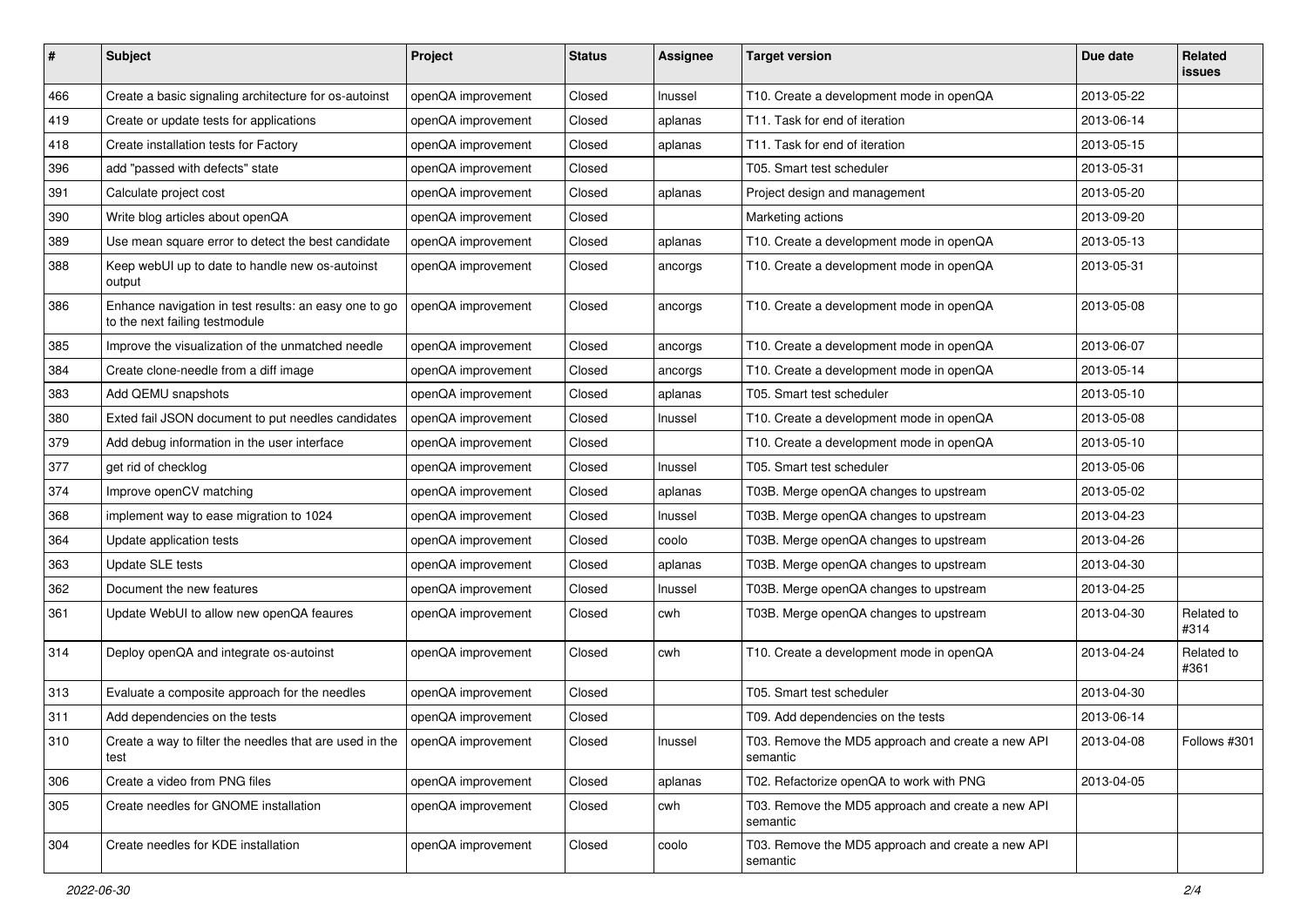| # | Subject | Project | Status | Assignee | Target version | Due date | Related issues |
|---|---|---|---|---|---|---|---|
| 466 | Create a basic signaling architecture for os-autoinst | openQA improvement | Closed | lnussel | T10. Create a development mode in openQA | 2013-05-22 | |
| 419 | Create or update tests for applications | openQA improvement | Closed | aplanas | T11. Task for end of iteration | 2013-06-14 | |
| 418 | Create installation tests for Factory | openQA improvement | Closed | aplanas | T11. Task for end of iteration | 2013-05-15 | |
| 396 | add "passed with defects" state | openQA improvement | Closed | | T05. Smart test scheduler | 2013-05-31 | |
| 391 | Calculate project cost | openQA improvement | Closed | aplanas | Project design and management | 2013-05-20 | |
| 390 | Write blog articles about openQA | openQA improvement | Closed | | Marketing actions | 2013-09-20 | |
| 389 | Use mean square error to detect the best candidate | openQA improvement | Closed | aplanas | T10. Create a development mode in openQA | 2013-05-13 | |
| 388 | Keep webUI up to date to handle new os-autoinst output | openQA improvement | Closed | ancorgs | T10. Create a development mode in openQA | 2013-05-31 | |
| 386 | Enhance navigation in test results: an easy one to go to the next failing testmodule | openQA improvement | Closed | ancorgs | T10. Create a development mode in openQA | 2013-05-08 | |
| 385 | Improve the visualization of the unmatched needle | openQA improvement | Closed | ancorgs | T10. Create a development mode in openQA | 2013-06-07 | |
| 384 | Create clone-needle from a diff image | openQA improvement | Closed | ancorgs | T10. Create a development mode in openQA | 2013-05-14 | |
| 383 | Add QEMU snapshots | openQA improvement | Closed | aplanas | T05. Smart test scheduler | 2013-05-10 | |
| 380 | Exted fail JSON document to put needles candidates | openQA improvement | Closed | lnussel | T10. Create a development mode in openQA | 2013-05-08 | |
| 379 | Add debug information in the user interface | openQA improvement | Closed | | T10. Create a development mode in openQA | 2013-05-10 | |
| 377 | get rid of checklog | openQA improvement | Closed | lnussel | T05. Smart test scheduler | 2013-05-06 | |
| 374 | Improve openCV matching | openQA improvement | Closed | aplanas | T03B. Merge openQA changes to upstream | 2013-05-02 | |
| 368 | implement way to ease migration to 1024 | openQA improvement | Closed | lnussel | T03B. Merge openQA changes to upstream | 2013-04-23 | |
| 364 | Update application tests | openQA improvement | Closed | coolo | T03B. Merge openQA changes to upstream | 2013-04-26 | |
| 363 | Update SLE tests | openQA improvement | Closed | aplanas | T03B. Merge openQA changes to upstream | 2013-04-30 | |
| 362 | Document the new features | openQA improvement | Closed | lnussel | T03B. Merge openQA changes to upstream | 2013-04-25 | |
| 361 | Update WebUI to allow new openQA feaures | openQA improvement | Closed | cwh | T03B. Merge openQA changes to upstream | 2013-04-30 | Related to #314 |
| 314 | Deploy openQA and integrate os-autoinst | openQA improvement | Closed | cwh | T10. Create a development mode in openQA | 2013-04-24 | Related to #361 |
| 313 | Evaluate a composite approach for the needles | openQA improvement | Closed | | T05. Smart test scheduler | 2013-04-30 | |
| 311 | Add dependencies on the tests | openQA improvement | Closed | | T09. Add dependencies on the tests | 2013-06-14 | |
| 310 | Create a way to filter the needles that are used in the test | openQA improvement | Closed | lnussel | T03. Remove the MD5 approach and create a new API semantic | 2013-04-08 | Follows #301 |
| 306 | Create a video from PNG files | openQA improvement | Closed | aplanas | T02. Refactorize openQA to work with PNG | 2013-04-05 | |
| 305 | Create needles for GNOME installation | openQA improvement | Closed | cwh | T03. Remove the MD5 approach and create a new API semantic | | |
| 304 | Create needles for KDE installation | openQA improvement | Closed | coolo | T03. Remove the MD5 approach and create a new API semantic | | |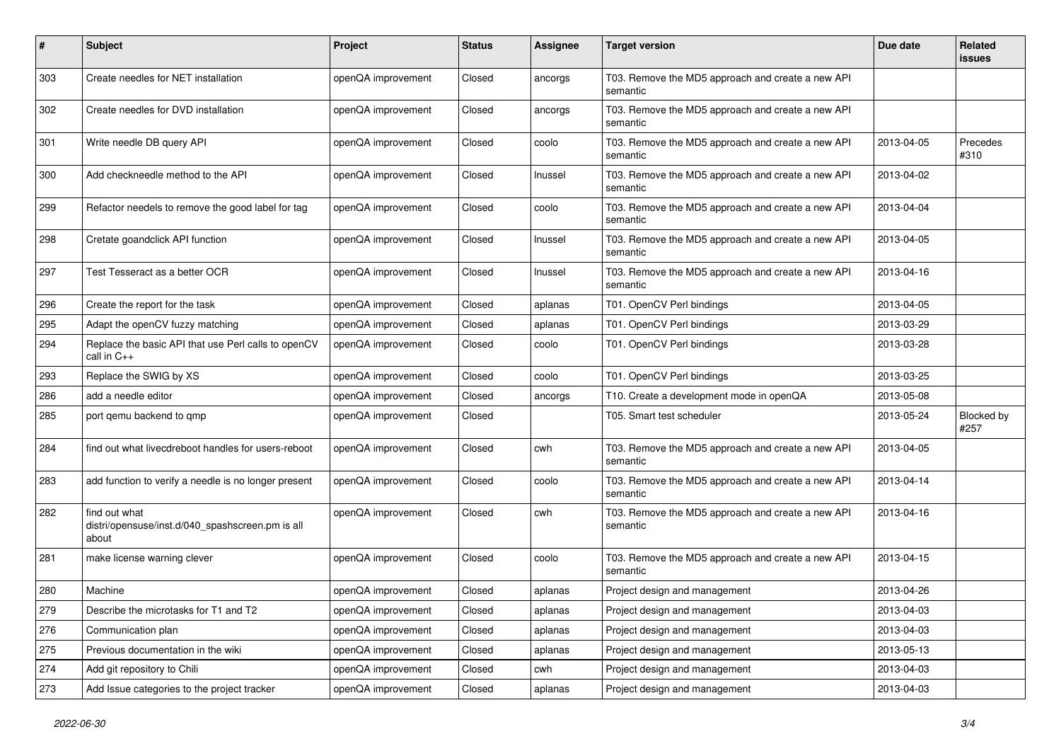| # | Subject | Project | Status | Assignee | Target version | Due date | Related issues |
|---|---|---|---|---|---|---|---|
| 303 | Create needles for NET installation | openQA improvement | Closed | ancorgs | T03. Remove the MD5 approach and create a new API semantic | | |
| 302 | Create needles for DVD installation | openQA improvement | Closed | ancorgs | T03. Remove the MD5 approach and create a new API semantic | | |
| 301 | Write needle DB query API | openQA improvement | Closed | coolo | T03. Remove the MD5 approach and create a new API semantic | 2013-04-05 | Precedes #310 |
| 300 | Add checkneedle method to the API | openQA improvement | Closed | lnussel | T03. Remove the MD5 approach and create a new API semantic | 2013-04-02 | |
| 299 | Refactor needels to remove the good label for tag | openQA improvement | Closed | coolo | T03. Remove the MD5 approach and create a new API semantic | 2013-04-04 | |
| 298 | Cretate goandclick API function | openQA improvement | Closed | lnussel | T03. Remove the MD5 approach and create a new API semantic | 2013-04-05 | |
| 297 | Test Tesseract as a better OCR | openQA improvement | Closed | lnussel | T03. Remove the MD5 approach and create a new API semantic | 2013-04-16 | |
| 296 | Create the report for the task | openQA improvement | Closed | aplanas | T01. OpenCV Perl bindings | 2013-04-05 | |
| 295 | Adapt the openCV fuzzy matching | openQA improvement | Closed | aplanas | T01. OpenCV Perl bindings | 2013-03-29 | |
| 294 | Replace the basic API that use Perl calls to openCV call in C++ | openQA improvement | Closed | coolo | T01. OpenCV Perl bindings | 2013-03-28 | |
| 293 | Replace the SWIG by XS | openQA improvement | Closed | coolo | T01. OpenCV Perl bindings | 2013-03-25 | |
| 286 | add a needle editor | openQA improvement | Closed | ancorgs | T10. Create a development mode in openQA | 2013-05-08 | |
| 285 | port qemu backend to qmp | openQA improvement | Closed | | T05. Smart test scheduler | 2013-05-24 | Blocked by #257 |
| 284 | find out what livecdreboot handles for users-reboot | openQA improvement | Closed | cwh | T03. Remove the MD5 approach and create a new API semantic | 2013-04-05 | |
| 283 | add function to verify a needle is no longer present | openQA improvement | Closed | coolo | T03. Remove the MD5 approach and create a new API semantic | 2013-04-14 | |
| 282 | find out what distri/opensuse/inst.d/040_spashscreen.pm is all about | openQA improvement | Closed | cwh | T03. Remove the MD5 approach and create a new API semantic | 2013-04-16 | |
| 281 | make license warning clever | openQA improvement | Closed | coolo | T03. Remove the MD5 approach and create a new API semantic | 2013-04-15 | |
| 280 | Machine | openQA improvement | Closed | aplanas | Project design and management | 2013-04-26 | |
| 279 | Describe the microtasks for T1 and T2 | openQA improvement | Closed | aplanas | Project design and management | 2013-04-03 | |
| 276 | Communication plan | openQA improvement | Closed | aplanas | Project design and management | 2013-04-03 | |
| 275 | Previous documentation in the wiki | openQA improvement | Closed | aplanas | Project design and management | 2013-05-13 | |
| 274 | Add git repository to Chili | openQA improvement | Closed | cwh | Project design and management | 2013-04-03 | |
| 273 | Add Issue categories to the project tracker | openQA improvement | Closed | aplanas | Project design and management | 2013-04-03 | |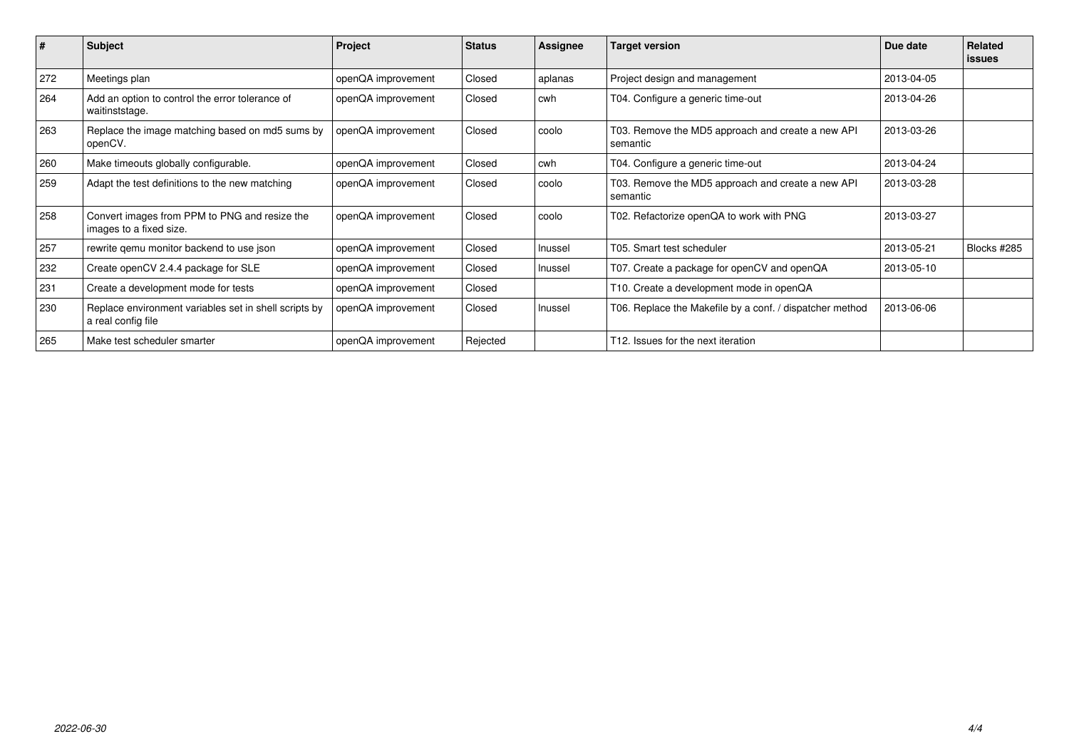| # | Subject | Project | Status | Assignee | Target version | Due date | Related issues |
|---|---|---|---|---|---|---|---|
| 272 | Meetings plan | openQA improvement | Closed | aplanas | Project design and management | 2013-04-05 | |
| 264 | Add an option to control the error tolerance of waitinststage. | openQA improvement | Closed | cwh | T04. Configure a generic time-out | 2013-04-26 | |
| 263 | Replace the image matching based on md5 sums by openCV. | openQA improvement | Closed | coolo | T03. Remove the MD5 approach and create a new API semantic | 2013-03-26 | |
| 260 | Make timeouts globally configurable. | openQA improvement | Closed | cwh | T04. Configure a generic time-out | 2013-04-24 | |
| 259 | Adapt the test definitions to the new matching | openQA improvement | Closed | coolo | T03. Remove the MD5 approach and create a new API semantic | 2013-03-28 | |
| 258 | Convert images from PPM to PNG and resize the images to a fixed size. | openQA improvement | Closed | coolo | T02. Refactorize openQA to work with PNG | 2013-03-27 | |
| 257 | rewrite qemu monitor backend to use json | openQA improvement | Closed | lnussel | T05. Smart test scheduler | 2013-05-21 | Blocks #285 |
| 232 | Create openCV 2.4.4 package for SLE | openQA improvement | Closed | lnussel | T07. Create a package for openCV and openQA | 2013-05-10 | |
| 231 | Create a development mode for tests | openQA improvement | Closed | | T10. Create a development mode in openQA | | |
| 230 | Replace environment variables set in shell scripts by a real config file | openQA improvement | Closed | lnussel | T06. Replace the Makefile by a conf. / dispatcher method | 2013-06-06 | |
| 265 | Make test scheduler smarter | openQA improvement | Rejected | | T12. Issues for the next iteration | | |